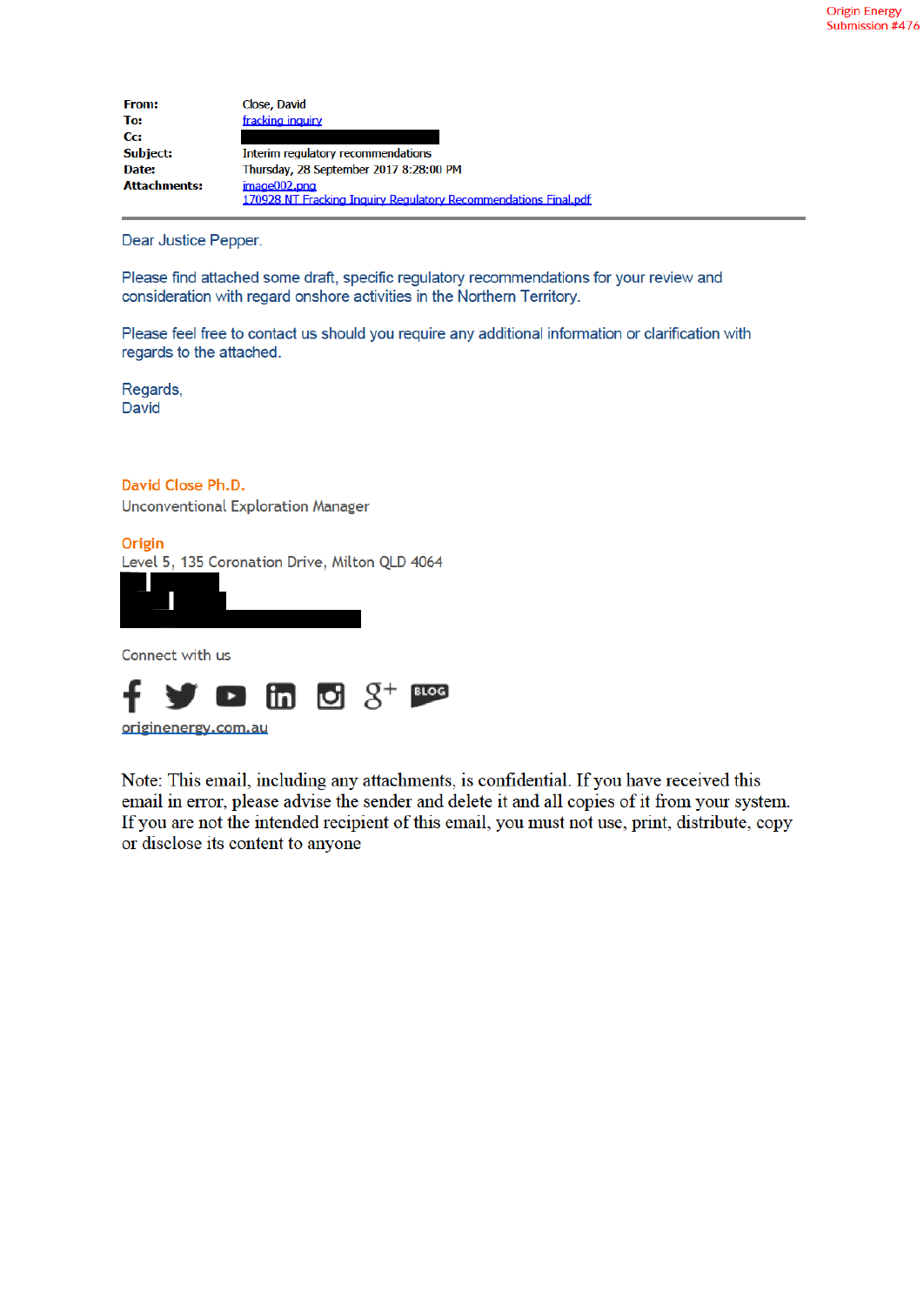Origin Energy
Submission #476

**From:** Close, David
**To:** fracking inquiry
**Cc:**
**Subject:** Interim regulatory recommendations
**Date:** Thursday, 28 September 2017 8:28:00 PM
**Attachments:** image002.png
170928 NT Fracking Inquiry Regulatory Recommendations Final.pdf

---

Dear Justice Pepper.

Please find attached some draft, specific regulatory recommendations for your review and consideration with regard onshore activities in the Northern Territory.

Please feel free to contact us should you require any additional information or clarification with regards to the attached.

Regards,
David

David Close Ph.D.
Unconventional Exploration Manager

Origin
Level 5, 135 Coronation Drive, Milton QLD 4064

Connect with us

originenergy.com.au

Note: This email, including any attachments, is confidential. If you have received this email in error, please advise the sender and delete it and all copies of it from your system. If you are not the intended recipient of this email, you must not use, print, distribute, copy or disclose its content to anyone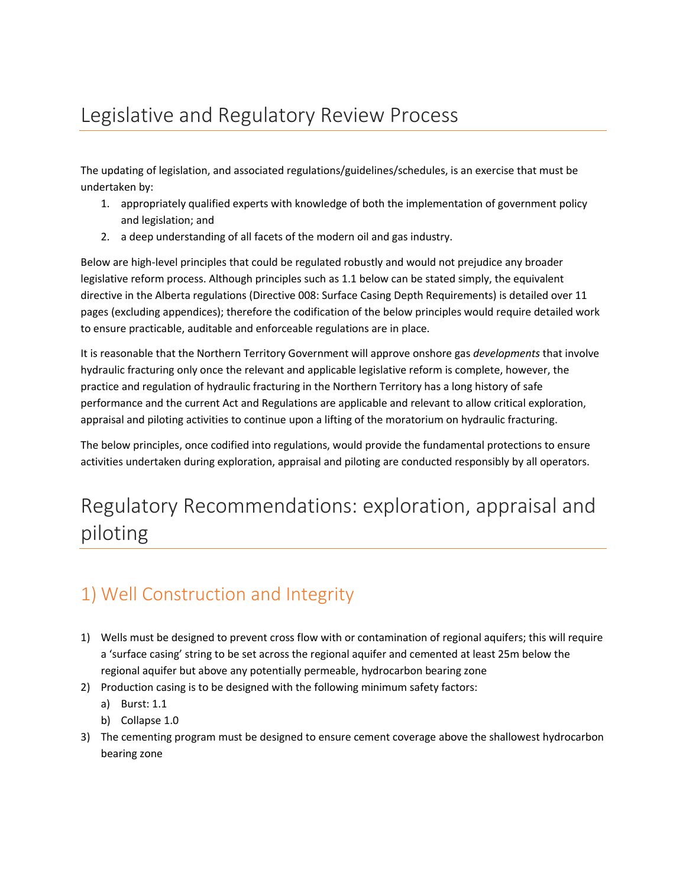# Legislative and Regulatory Review Process

The updating of legislation, and associated regulations/guidelines/schedules, is an exercise that must be undertaken by:

1. appropriately qualified experts with knowledge of both the implementation of government policy and legislation; and
2. a deep understanding of all facets of the modern oil and gas industry.

Below are high-level principles that could be regulated robustly and would not prejudice any broader legislative reform process. Although principles such as 1.1 below can be stated simply, the equivalent directive in the Alberta regulations (Directive 008: Surface Casing Depth Requirements) is detailed over 11 pages (excluding appendices); therefore the codification of the below principles would require detailed work to ensure practicable, auditable and enforceable regulations are in place.

It is reasonable that the Northern Territory Government will approve onshore gas *developments* that involve hydraulic fracturing only once the relevant and applicable legislative reform is complete, however, the practice and regulation of hydraulic fracturing in the Northern Territory has a long history of safe performance and the current Act and Regulations are applicable and relevant to allow critical exploration, appraisal and piloting activities to continue upon a lifting of the moratorium on hydraulic fracturing.

The below principles, once codified into regulations, would provide the fundamental protections to ensure activities undertaken during exploration, appraisal and piloting are conducted responsibly by all operators.

# Regulatory Recommendations: exploration, appraisal and piloting

## 1) Well Construction and Integrity

1) Wells must be designed to prevent cross flow with or contamination of regional aquifers; this will require a 'surface casing' string to be set across the regional aquifer and cemented at least 25m below the regional aquifer but above any potentially permeable, hydrocarbon bearing zone
2) Production casing is to be designed with the following minimum safety factors:
   a) Burst: 1.1
   b) Collapse 1.0
3) The cementing program must be designed to ensure cement coverage above the shallowest hydrocarbon bearing zone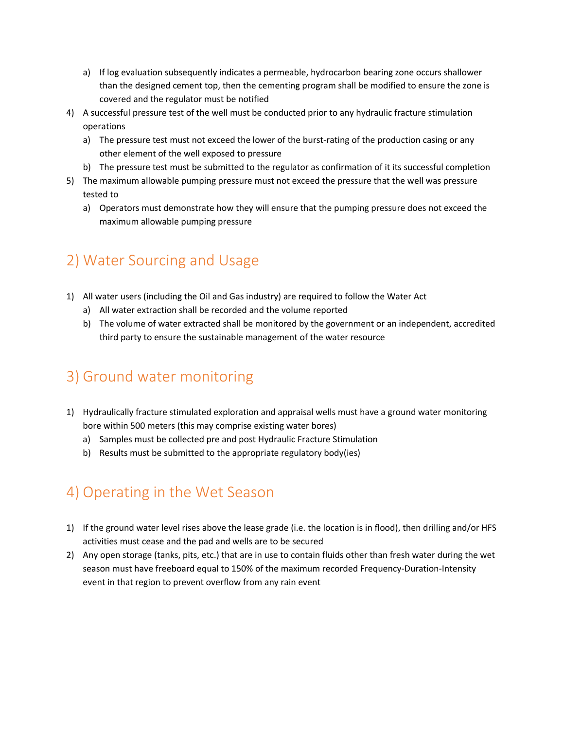a) If log evaluation subsequently indicates a permeable, hydrocarbon bearing zone occurs shallower than the designed cement top, then the cementing program shall be modified to ensure the zone is covered and the regulator must be notified

4) A successful pressure test of the well must be conducted prior to any hydraulic fracture stimulation operations
   a) The pressure test must not exceed the lower of the burst-rating of the production casing or any other element of the well exposed to pressure
   b) The pressure test must be submitted to the regulator as confirmation of it its successful completion
5) The maximum allowable pumping pressure must not exceed the pressure that the well was pressure tested to
   a) Operators must demonstrate how they will ensure that the pumping pressure does not exceed the maximum allowable pumping pressure

## 2) Water Sourcing and Usage

1) All water users (including the Oil and Gas industry) are required to follow the Water Act
   a) All water extraction shall be recorded and the volume reported
   b) The volume of water extracted shall be monitored by the government or an independent, accredited third party to ensure the sustainable management of the water resource

## 3) Ground water monitoring

1) Hydraulically fracture stimulated exploration and appraisal wells must have a ground water monitoring bore within 500 meters (this may comprise existing water bores)
   a) Samples must be collected pre and post Hydraulic Fracture Stimulation
   b) Results must be submitted to the appropriate regulatory body(ies)

## 4) Operating in the Wet Season

1) If the ground water level rises above the lease grade (i.e. the location is in flood), then drilling and/or HFS activities must cease and the pad and wells are to be secured
2) Any open storage (tanks, pits, etc.) that are in use to contain fluids other than fresh water during the wet season must have freeboard equal to 150% of the maximum recorded Frequency-Duration-Intensity event in that region to prevent overflow from any rain event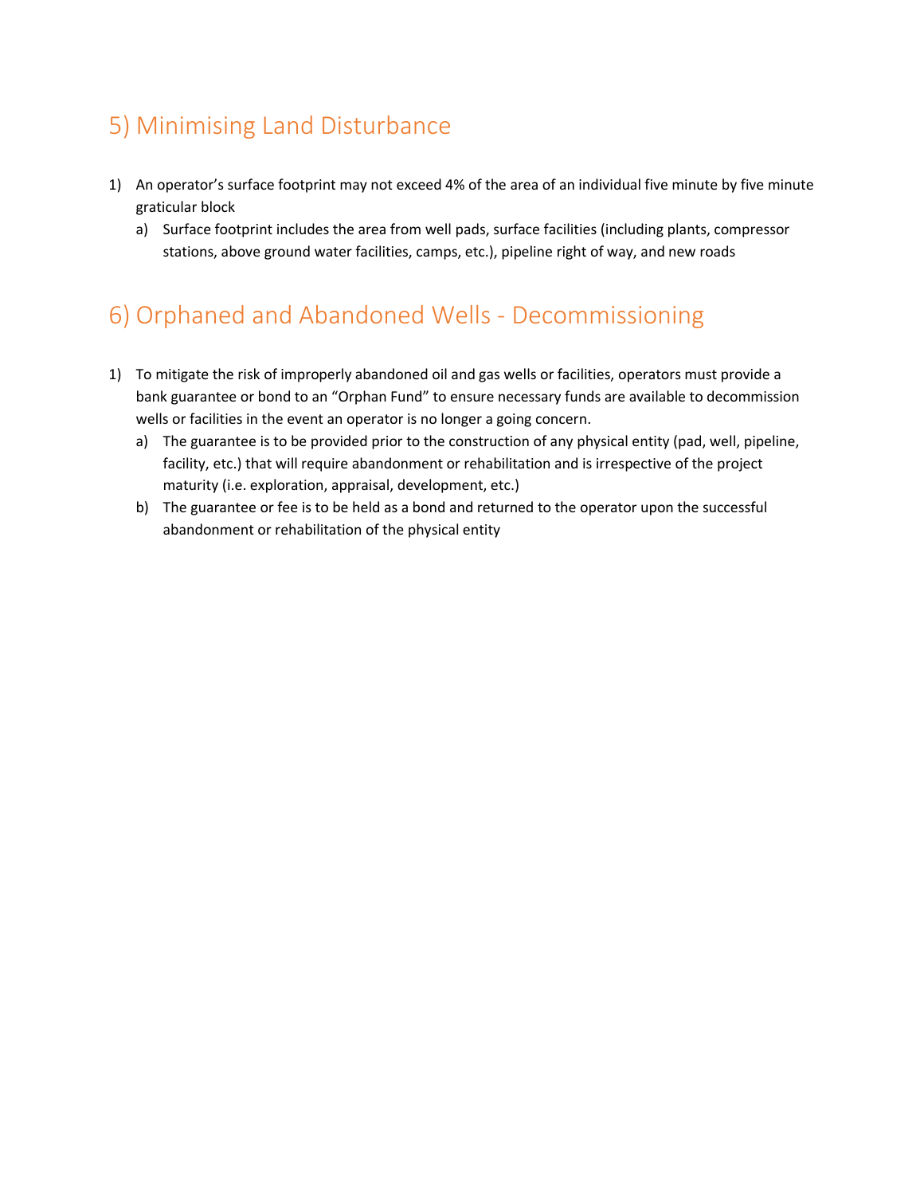## 5) Minimising Land Disturbance

1) An operator's surface footprint may not exceed 4% of the area of an individual five minute by five minute graticular block
   a) Surface footprint includes the area from well pads, surface facilities (including plants, compressor stations, above ground water facilities, camps, etc.), pipeline right of way, and new roads

## 6) Orphaned and Abandoned Wells - Decommissioning

1) To mitigate the risk of improperly abandoned oil and gas wells or facilities, operators must provide a bank guarantee or bond to an "Orphan Fund" to ensure necessary funds are available to decommission wells or facilities in the event an operator is no longer a going concern.
   a) The guarantee is to be provided prior to the construction of any physical entity (pad, well, pipeline, facility, etc.) that will require abandonment or rehabilitation and is irrespective of the project maturity (i.e. exploration, appraisal, development, etc.)
   b) The guarantee or fee is to be held as a bond and returned to the operator upon the successful abandonment or rehabilitation of the physical entity